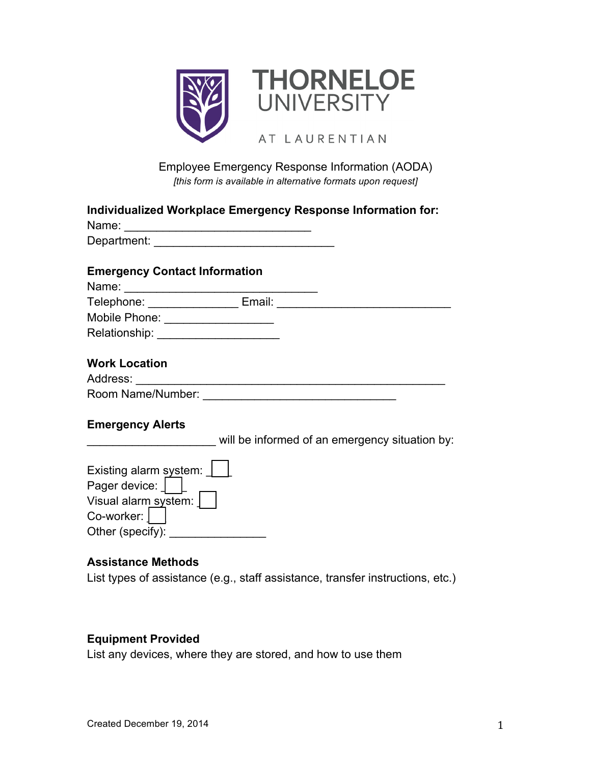THORNELOE UNIVERSITY

AT LAURENTIAN

Employee Emergency Response Information (AODA)

*[this form is available in alternative formats upon request]*

**Individualized Workplace Emergency Response Information for:**

Name: ____________________________

Department: ___________________________

**Emergency Contact Information**

Name: _____________________________

Telephone: _____________ Email: __________________________

Mobile Phone: ________________

Relationship: __________________

**Work Location**

Address: _______________________________________________

Room Name/Number: _____________________________

**Emergency Alerts**

___________________ will be informed of an emergency situation by:

Existing alarm system: ☐

Pager device: ☐

Visual alarm system: ☐

Co-worker: ☐

Other (specify): ______________

**Assistance Methods**

List types of assistance (e.g., staff assistance, transfer instructions, etc.)

**Equipment Provided**

List any devices, where they are stored, and how to use them

Created December 19, 2014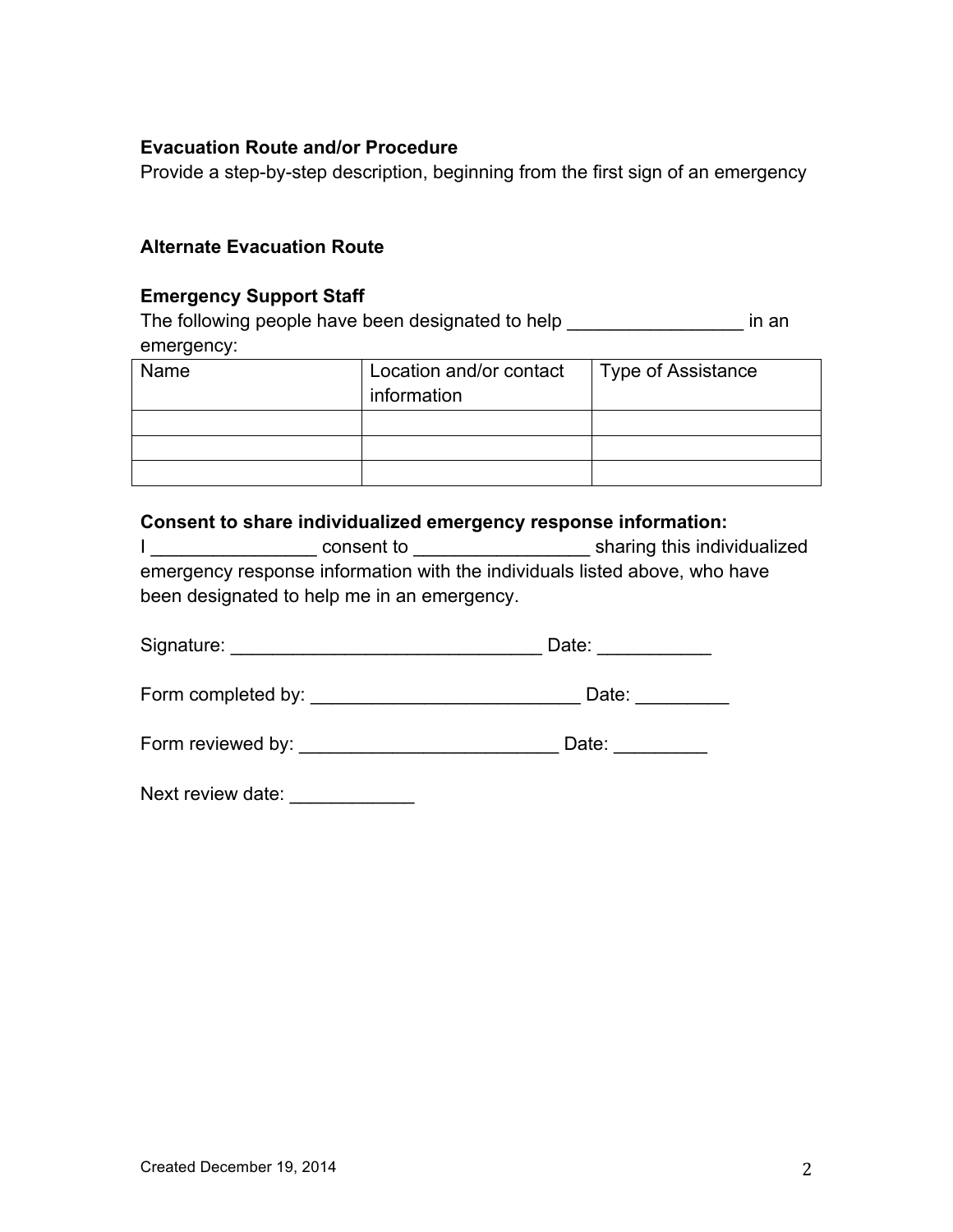**Evacuation Route and/or Procedure**

Provide a step-by-step description, beginning from the first sign of an emergency

**Alternate Evacuation Route**

**Emergency Support Staff**

The following people have been designated to help _________________ in an emergency:

| Name | Location and/or contact information | Type of Assistance |
|---|---|---|
| | | |
| | | |
| | | |

**Consent to share individualized emergency response information:**

I ________________ consent to _________________ sharing this individualized emergency response information with the individuals listed above, who have been designated to help me in an emergency.

Signature: ______________________________ Date: ___________

Form completed by: __________________________ Date: _________

Form reviewed by: _________________________ Date: _________

Next review date: ____________

Created December 19, 2014